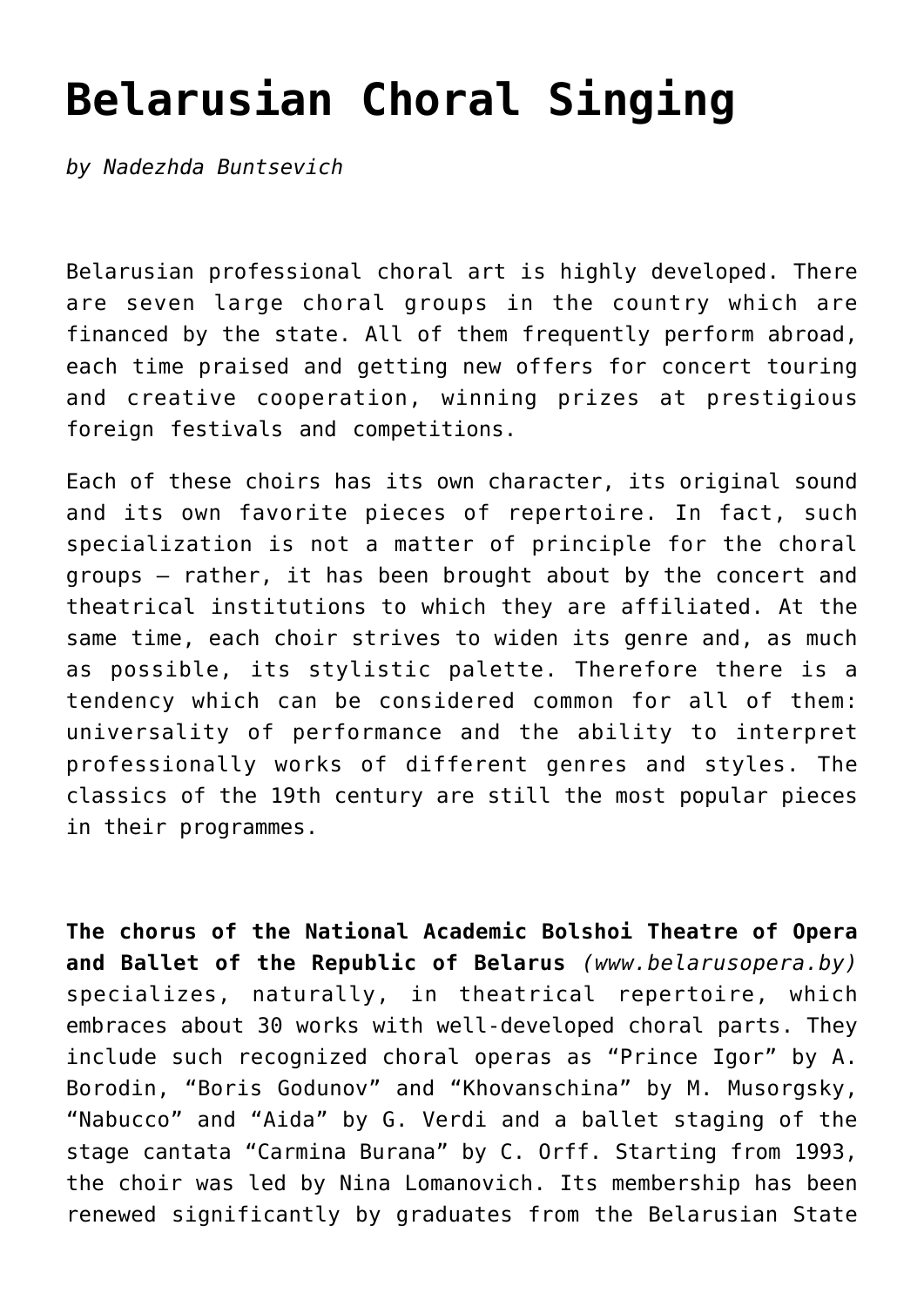# Belarusian Choral Singing

*by Nadezhda Buntsevich*

Belarusian professional choral art is highly developed. There are seven large choral groups in the country which are financed by the state. All of them frequently perform abroad, each time praised and getting new offers for concert touring and creative cooperation, winning prizes at prestigious foreign festivals and competitions.

Each of these choirs has its own character, its original sound and its own favorite pieces of repertoire. In fact, such specialization is not a matter of principle for the choral groups – rather, it has been brought about by the concert and theatrical institutions to which they are affiliated. At the same time, each choir strives to widen its genre and, as much as possible, its stylistic palette. Therefore there is a tendency which can be considered common for all of them: universality of performance and the ability to interpret professionally works of different genres and styles. The classics of the 19th century are still the most popular pieces in their programmes.

**The chorus of the National Academic Bolshoi Theatre of Opera and Ballet of the Republic of Belarus** *(www.belarusopera.by)* specializes, naturally, in theatrical repertoire, which embraces about 30 works with well-developed choral parts. They include such recognized choral operas as "Prince Igor" by A. Borodin, "Boris Godunov" and "Khovanschina" by M. Musorgsky, "Nabucco" and "Aida" by G. Verdi and a ballet staging of the stage cantata "Carmina Burana" by C. Orff. Starting from 1993, the choir was led by Nina Lomanovich. Its membership has been renewed significantly by graduates from the Belarusian State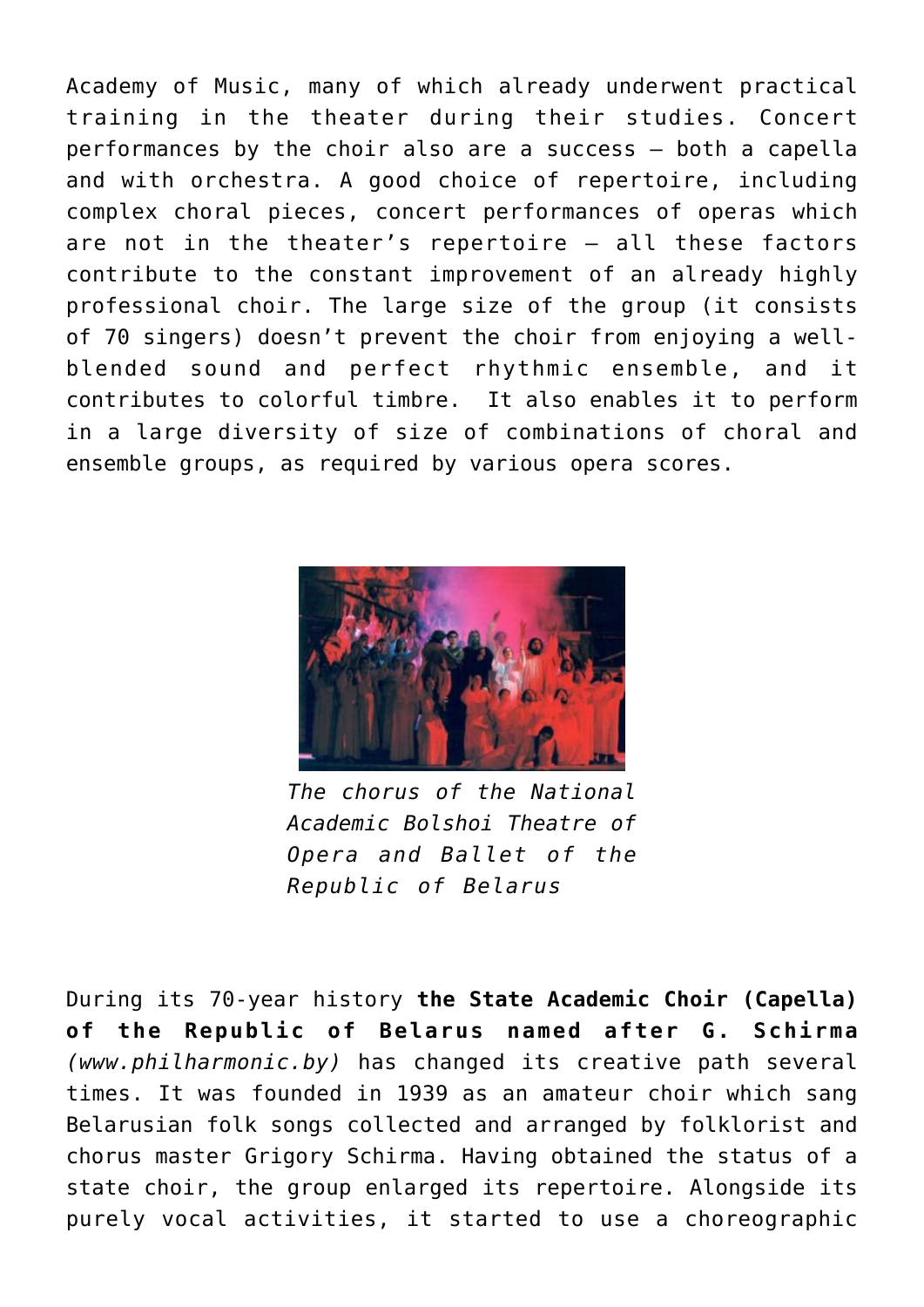Academy of Music, many of which already underwent practical training in the theater during their studies. Concert performances by the choir also are a success – both a capella and with orchestra. A good choice of repertoire, including complex choral pieces, concert performances of operas which are not in the theater's repertoire – all these factors contribute to the constant improvement of an already highly professional choir. The large size of the group (it consists of 70 singers) doesn't prevent the choir from enjoying a well-blended sound and perfect rhythmic ensemble, and it contributes to colorful timbre. It also enables it to perform in a large diversity of size of combinations of choral and ensemble groups, as required by various opera scores.

*The chorus of the National Academic Bolshoi Theatre of Opera and Ballet of the Republic of Belarus*

During its 70-year history **the State Academic Choir (Capella) of the Republic of Belarus named after G. Schirma** *(www.philharmonic.by)* has changed its creative path several times. It was founded in 1939 as an amateur choir which sang Belarusian folk songs collected and arranged by folklorist and chorus master Grigory Schirma. Having obtained the status of a state choir, the group enlarged its repertoire. Alongside its purely vocal activities, it started to use a choreographic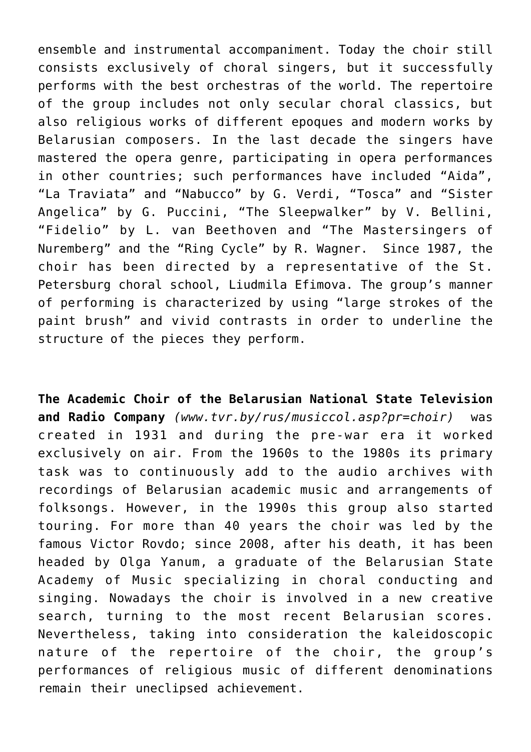ensemble and instrumental accompaniment. Today the choir still consists exclusively of choral singers, but it successfully performs with the best orchestras of the world. The repertoire of the group includes not only secular choral classics, but also religious works of different epoques and modern works by Belarusian composers. In the last decade the singers have mastered the opera genre, participating in opera performances in other countries; such performances have included “Aida”, “La Traviata” and “Nabucco” by G. Verdi, “Tosca” and “Sister Angelica” by G. Puccini, “The Sleepwalker” by V. Bellini, “Fidelio” by L. van Beethoven and “The Mastersingers of Nuremberg” and the “Ring Cycle” by R. Wagner. Since 1987, the choir has been directed by a representative of the St. Petersburg choral school, Liudmila Efimova. The group’s manner of performing is characterized by using “large strokes of the paint brush” and vivid contrasts in order to underline the structure of the pieces they perform.

**The Academic Choir of the Belarusian National State Television and Radio Company** *(www.tvr.by/rus/musiccol.asp?pr=choir)* was created in 1931 and during the pre-war era it worked exclusively on air. From the 1960s to the 1980s its primary task was to continuously add to the audio archives with recordings of Belarusian academic music and arrangements of folksongs. However, in the 1990s this group also started touring. For more than 40 years the choir was led by the famous Victor Rovdo; since 2008, after his death, it has been headed by Olga Yanum, a graduate of the Belarusian State Academy of Music specializing in choral conducting and singing. Nowadays the choir is involved in a new creative search, turning to the most recent Belarusian scores. Nevertheless, taking into consideration the kaleidoscopic nature of the repertoire of the choir, the group’s performances of religious music of different denominations remain their uneclipsed achievement.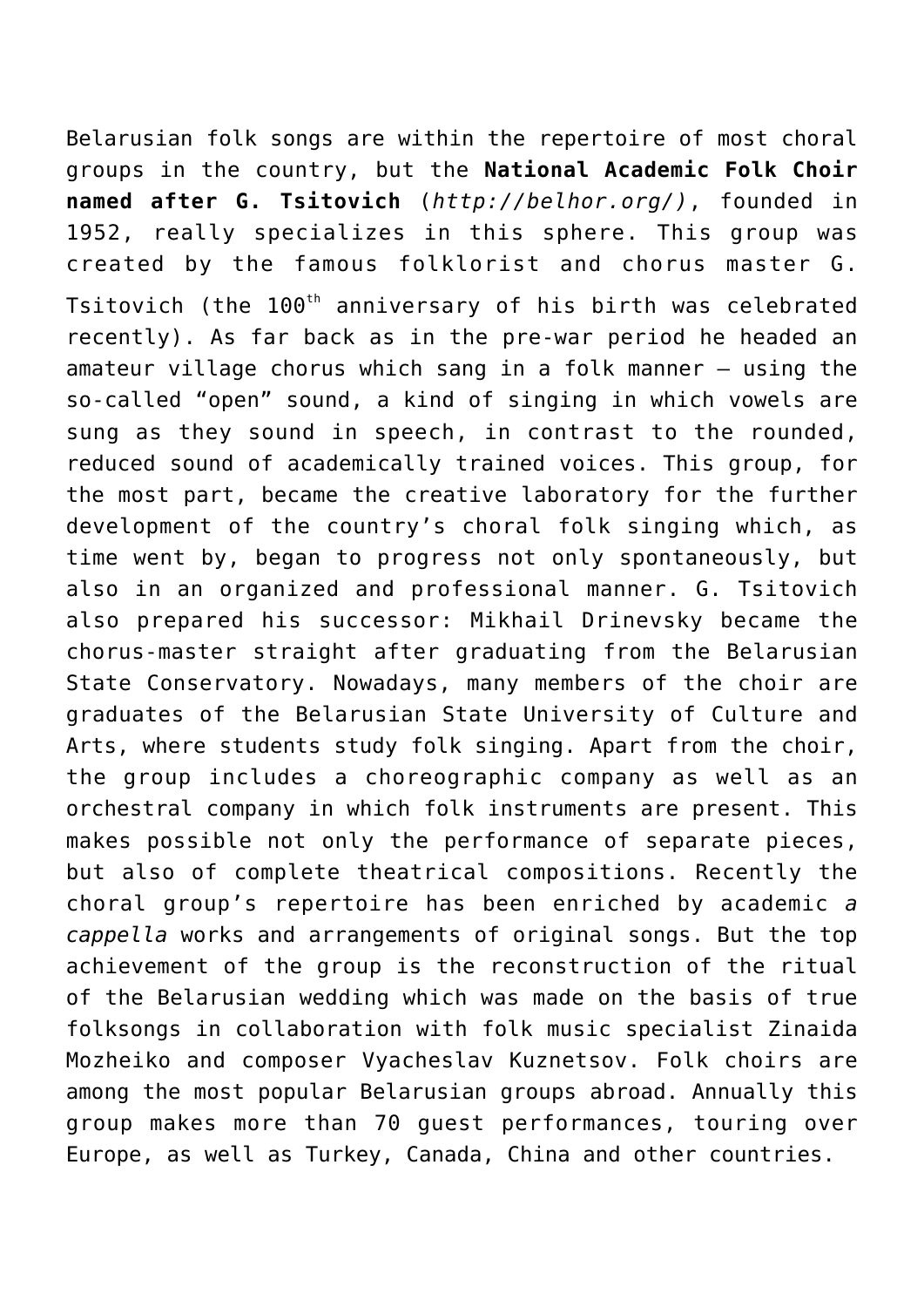Belarusian folk songs are within the repertoire of most choral groups in the country, but the **National Academic Folk Choir named after G. Tsitovich** (*http://belhor.org/)*, founded in 1952, really specializes in this sphere. This group was created by the famous folklorist and chorus master G. Tsitovich (the 100th anniversary of his birth was celebrated recently). As far back as in the pre-war period he headed an amateur village chorus which sang in a folk manner – using the so-called "open" sound, a kind of singing in which vowels are sung as they sound in speech, in contrast to the rounded, reduced sound of academically trained voices. This group, for the most part, became the creative laboratory for the further development of the country's choral folk singing which, as time went by, began to progress not only spontaneously, but also in an organized and professional manner. G. Tsitovich also prepared his successor: Mikhail Drinevsky became the chorus-master straight after graduating from the Belarusian State Conservatory. Nowadays, many members of the choir are graduates of the Belarusian State University of Culture and Arts, where students study folk singing. Apart from the choir, the group includes a choreographic company as well as an orchestral company in which folk instruments are present. This makes possible not only the performance of separate pieces, but also of complete theatrical compositions. Recently the choral group's repertoire has been enriched by academic *a cappella* works and arrangements of original songs. But the top achievement of the group is the reconstruction of the ritual of the Belarusian wedding which was made on the basis of true folksongs in collaboration with folk music specialist Zinaida Mozheiko and composer Vyacheslav Kuznetsov. Folk choirs are among the most popular Belarusian groups abroad. Annually this group makes more than 70 guest performances, touring over Europe, as well as Turkey, Canada, China and other countries.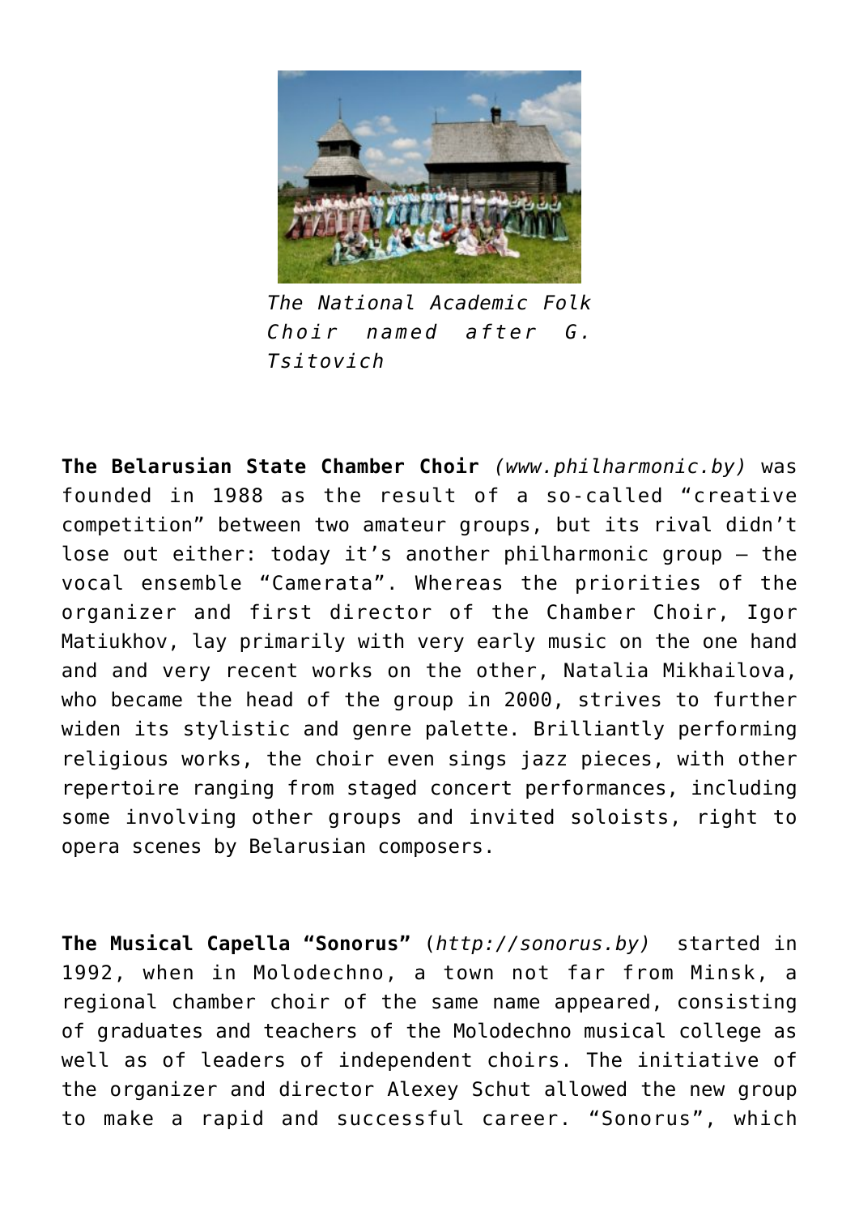*The National Academic Folk Choir named after G. Tsitovich*

**The Belarusian State Chamber Choir** *(www.philharmonic.by)* was founded in 1988 as the result of a so-called “creative competition” between two amateur groups, but its rival didn’t lose out either: today it’s another philharmonic group – the vocal ensemble “Camerata”. Whereas the priorities of the organizer and first director of the Chamber Choir, Igor Matiukhov, lay primarily with very early music on the one hand and and very recent works on the other, Natalia Mikhailova, who became the head of the group in 2000, strives to further widen its stylistic and genre palette. Brilliantly performing religious works, the choir even sings jazz pieces, with other repertoire ranging from staged concert performances, including some involving other groups and invited soloists, right to opera scenes by Belarusian composers.

**The Musical Capella “Sonorus”** (*http://sonorus.by)* started in 1992, when in Molodechno, a town not far from Minsk, a regional chamber choir of the same name appeared, consisting of graduates and teachers of the Molodechno musical college as well as of leaders of independent choirs. The initiative of the organizer and director Alexey Schut allowed the new group to make a rapid and successful career. “Sonorus”, which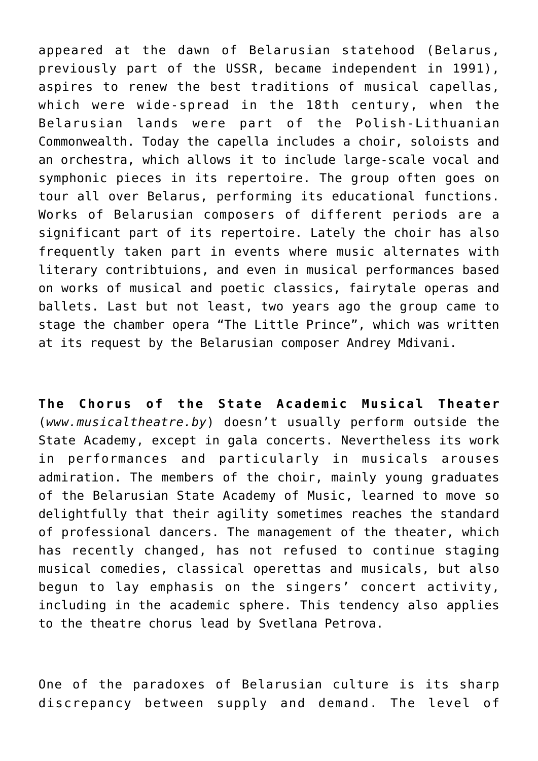appeared at the dawn of Belarusian statehood (Belarus, previously part of the USSR, became independent in 1991), aspires to renew the best traditions of musical capellas, which were wide-spread in the 18th century, when the Belarusian lands were part of the Polish-Lithuanian Commonwealth. Today the capella includes a choir, soloists and an orchestra, which allows it to include large-scale vocal and symphonic pieces in its repertoire. The group often goes on tour all over Belarus, performing its educational functions. Works of Belarusian composers of different periods are a significant part of its repertoire. Lately the choir has also frequently taken part in events where music alternates with literary contribtuions, and even in musical performances based on works of musical and poetic classics, fairytale operas and ballets. Last but not least, two years ago the group came to stage the chamber opera "The Little Prince", which was written at its request by the Belarusian composer Andrey Mdivani.

**The Chorus of the State Academic Musical Theater** (*www.musicaltheatre.by*) doesn't usually perform outside the State Academy, except in gala concerts. Nevertheless its work in performances and particularly in musicals arouses admiration. The members of the choir, mainly young graduates of the Belarusian State Academy of Music, learned to move so delightfully that their agility sometimes reaches the standard of professional dancers. The management of the theater, which has recently changed, has not refused to continue staging musical comedies, classical operettas and musicals, but also begun to lay emphasis on the singers' concert activity, including in the academic sphere. This tendency also applies to the theatre chorus lead by Svetlana Petrova.

One of the paradoxes of Belarusian culture is its sharp discrepancy between supply and demand. The level of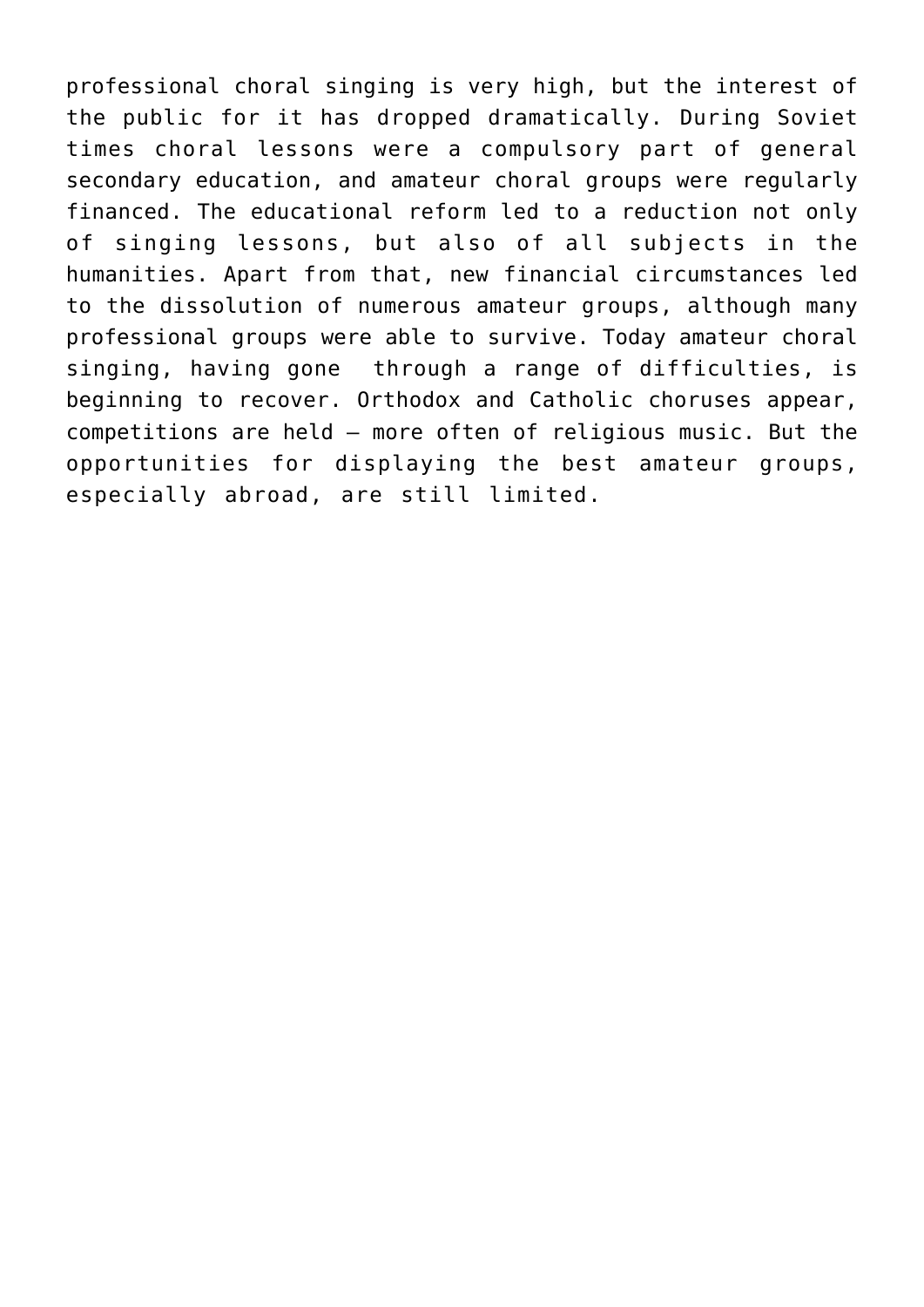professional choral singing is very high, but the interest of the public for it has dropped dramatically. During Soviet times choral lessons were a compulsory part of general secondary education, and amateur choral groups were regularly financed. The educational reform led to a reduction not only of singing lessons, but also of all subjects in the humanities. Apart from that, new financial circumstances led to the dissolution of numerous amateur groups, although many professional groups were able to survive. Today amateur choral singing, having gone through a range of difficulties, is beginning to recover. Orthodox and Catholic choruses appear, competitions are held – more often of religious music. But the opportunities for displaying the best amateur groups, especially abroad, are still limited.